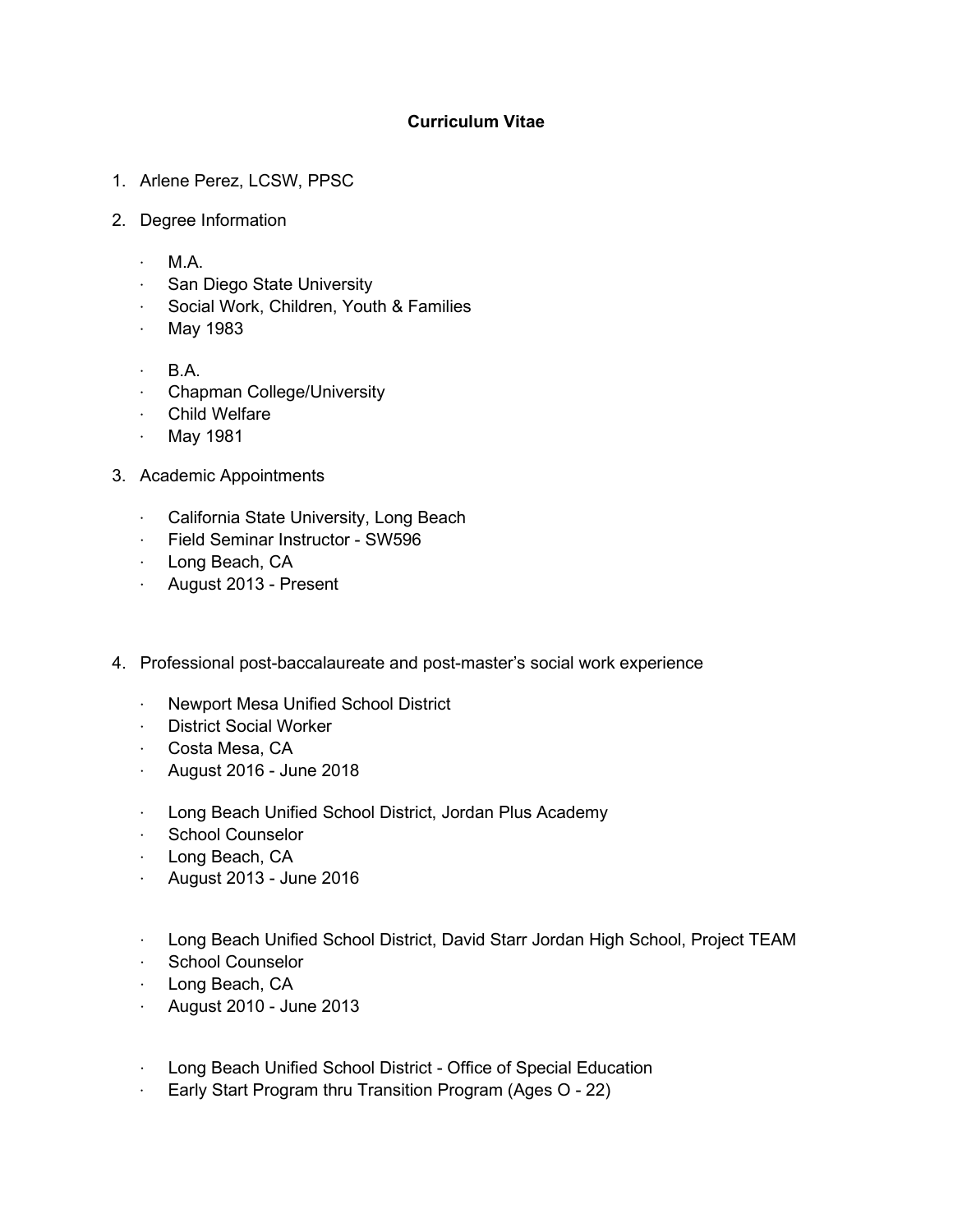**Curriculum Vitae**

1. Arlene Perez, LCSW, PPSC

2. Degree Information

   - M.A.
   - San Diego State University
   - Social Work, Children, Youth & Families
   - May 1983

   - B.A.
   - Chapman College/University
   - Child Welfare
   - May 1981

3. Academic Appointments

   - California State University, Long Beach
   - Field Seminar Instructor - SW596
   - Long Beach, CA
   - August 2013 - Present

4. Professional post-baccalaureate and post-master's social work experience

   - Newport Mesa Unified School District
   - District Social Worker
   - Costa Mesa, CA
   - August 2016 - June 2018

   - Long Beach Unified School District, Jordan Plus Academy
   - School Counselor
   - Long Beach, CA
   - August 2013 - June 2016

   - Long Beach Unified School District, David Starr Jordan High School, Project TEAM
   - School Counselor
   - Long Beach, CA
   - August 2010 - June 2013

   - Long Beach Unified School District - Office of Special Education
   - Early Start Program thru Transition Program (Ages O - 22)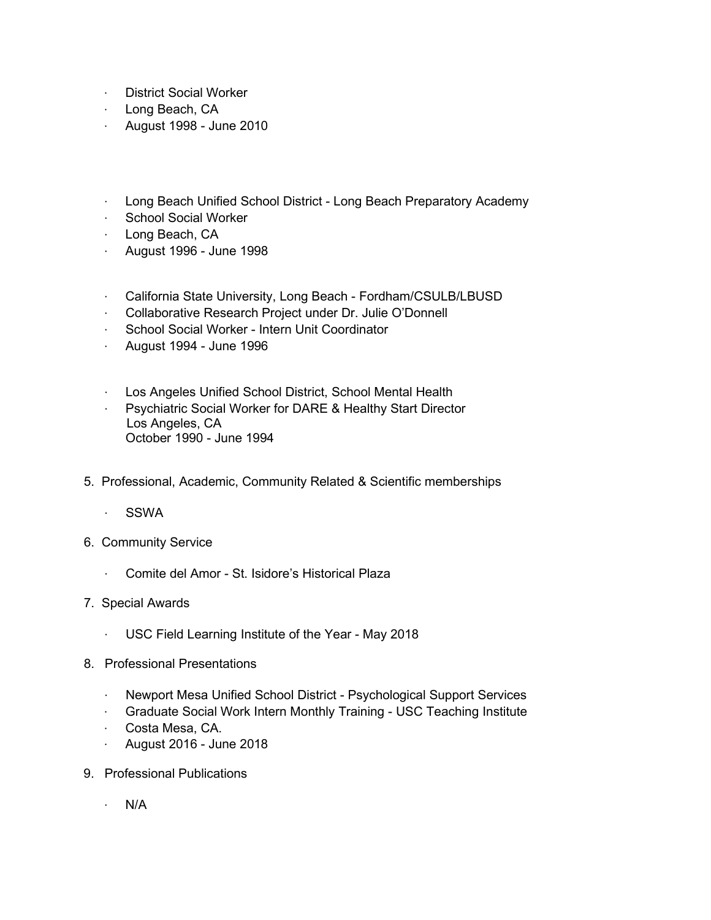- District Social Worker
- Long Beach, CA
- August 1998 - June 2010

- Long Beach Unified School District - Long Beach Preparatory Academy
- School Social Worker
- Long Beach, CA
- August 1996 - June 1998

- California State University, Long Beach - Fordham/CSULB/LBUSD
- Collaborative Research Project under Dr. Julie O'Donnell
- School Social Worker - Intern Unit Coordinator
- August 1994 - June 1996

- Los Angeles Unified School District, School Mental Health
- Psychiatric Social Worker for DARE & Healthy Start Director
  Los Angeles, CA
  October 1990 - June 1994

5. Professional, Academic, Community Related & Scientific memberships

   - SSWA

6. Community Service

   - Comite del Amor - St. Isidore's Historical Plaza

7. Special Awards

   - USC Field Learning Institute of the Year - May 2018

8. Professional Presentations

   - Newport Mesa Unified School District - Psychological Support Services
   - Graduate Social Work Intern Monthly Training - USC Teaching Institute
   - Costa Mesa, CA.
   - August 2016 - June 2018

9. Professional Publications

   - N/A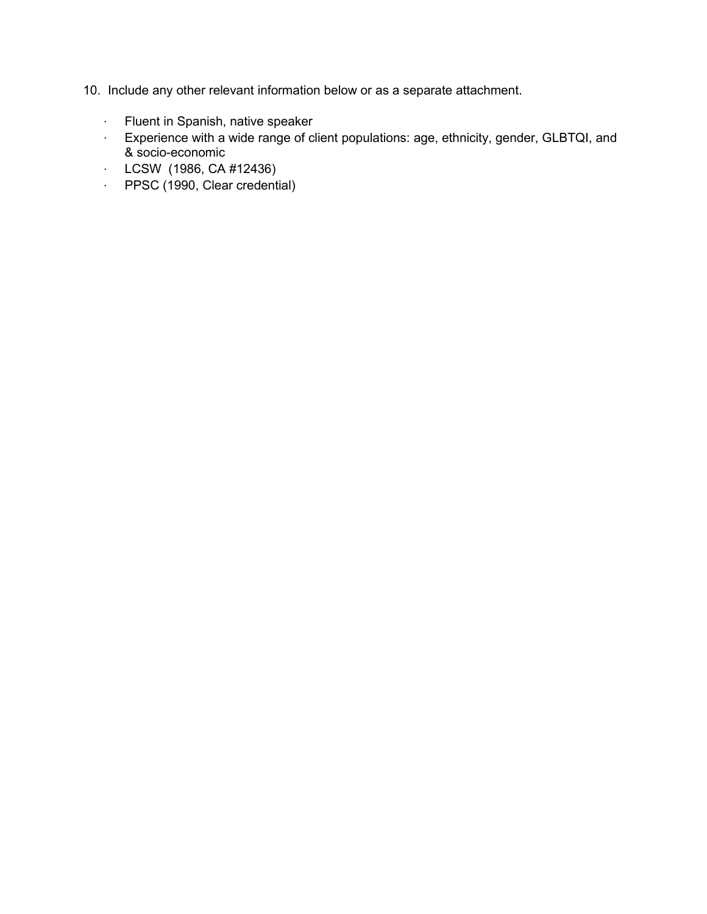10. Include any other relevant information below or as a separate attachment.

    - Fluent in Spanish, native speaker
    - Experience with a wide range of client populations: age, ethnicity, gender, GLBTQI, and & socio-economic
    - LCSW (1986, CA #12436)
    - PPSC (1990, Clear credential)